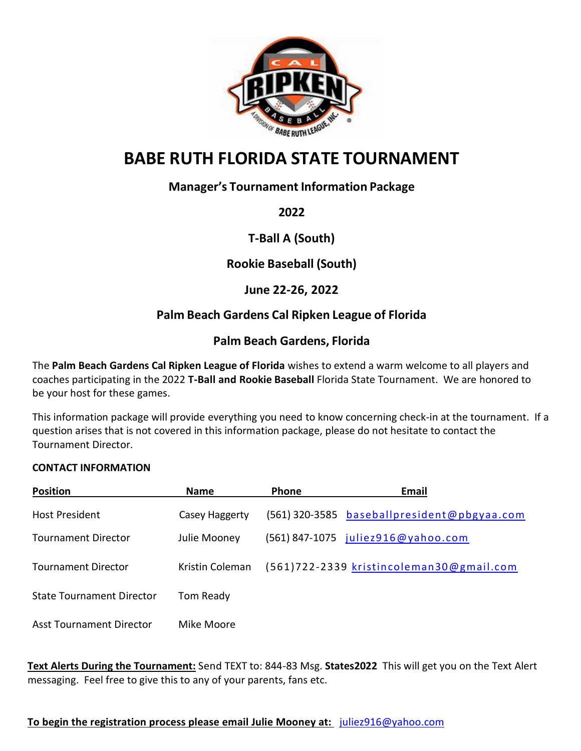# BABE RUTH FLORIDA STATE TOURNAMENT

**Manager's Tournament Information Package**

**2022**

**T-Ball A (South)**

**Rookie Baseball (South)**

**June 22-26, 2022**

**Palm Beach Gardens Cal Ripken League of Florida**

**Palm Beach Gardens, Florida**

The **Palm Beach Gardens Cal Ripken League of Florida** wishes to extend a warm welcome to all players and coaches participating in the 2022 **T-Ball and Rookie Baseball** Florida State Tournament. We are honored to be your host for these games.

This information package will provide everything you need to know concerning check-in at the tournament. If a question arises that is not covered in this information package, please do not hesitate to contact the Tournament Director.

**CONTACT INFORMATION**

| Position | Name | Phone | Email |
|---|---|---|---|
| Host President | Casey Haggerty | (561) 320-3585 | baseballpresident@pbgyaa.com |
| Tournament Director | Julie Mooney | (561) 847-1075 | juliez916@yahoo.com |
| Tournament Director | Kristin Coleman | (561)722-2339 | kristincoleman30@gmail.com |
| State Tournament Director | Tom Ready | | |
| Asst Tournament Director | Mike Moore | | |

**Text Alerts During the Tournament:** Send TEXT to: 844-83 Msg. **States2022** This will get you on the Text Alert messaging. Feel free to give this to any of your parents, fans etc.

**To begin the registration process please email Julie Mooney at:** juliez916@yahoo.com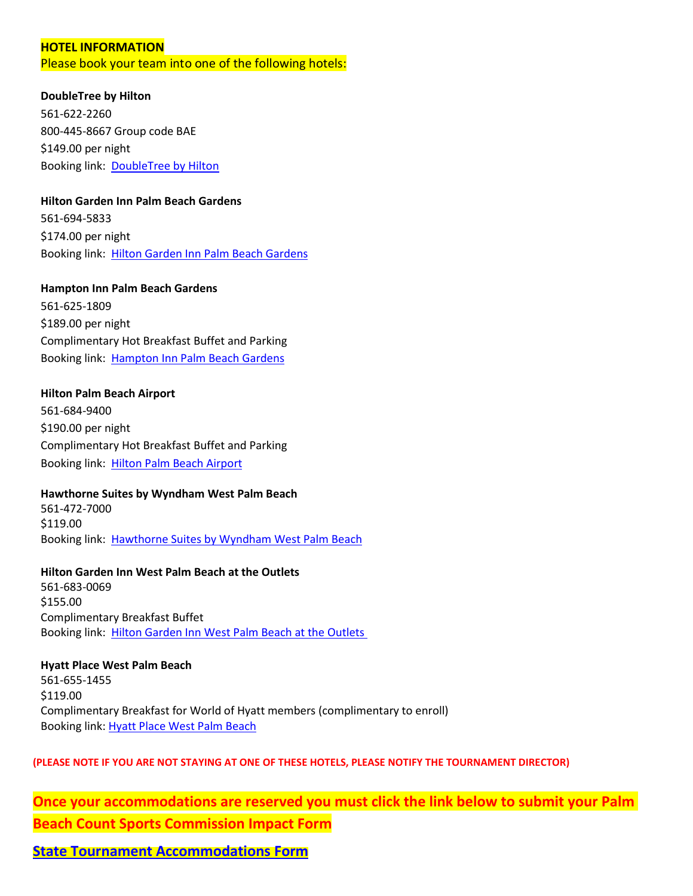**HOTEL INFORMATION**

Please book your team into one of the following hotels:

**DoubleTree by Hilton**
561-622-2260
800-445-8667 Group code BAE
$149.00 per night
Booking link: DoubleTree by Hilton

**Hilton Garden Inn Palm Beach Gardens**
561-694-5833
$174.00 per night
Booking link: Hilton Garden Inn Palm Beach Gardens

**Hampton Inn Palm Beach Gardens**
561-625-1809
$189.00 per night
Complimentary Hot Breakfast Buffet and Parking
Booking link: Hampton Inn Palm Beach Gardens

**Hilton Palm Beach Airport**
561-684-9400
$190.00 per night
Complimentary Hot Breakfast Buffet and Parking
Booking link: Hilton Palm Beach Airport

**Hawthorne Suites by Wyndham West Palm Beach**
561-472-7000
$119.00
Booking link: Hawthorne Suites by Wyndham West Palm Beach

**Hilton Garden Inn West Palm Beach at the Outlets**
561-683-0069
$155.00
Complimentary Breakfast Buffet
Booking link: Hilton Garden Inn West Palm Beach at the Outlets

**Hyatt Place West Palm Beach**
561-655-1455
$119.00
Complimentary Breakfast for World of Hyatt members (complimentary to enroll)
Booking link: Hyatt Place West Palm Beach

**(PLEASE NOTE IF YOU ARE NOT STAYING AT ONE OF THESE HOTELS, PLEASE NOTIFY THE TOURNAMENT DIRECTOR)**

**Once your accommodations are reserved you must click the link below to submit your Palm Beach Count Sports Commission Impact Form**

**State Tournament Accommodations Form**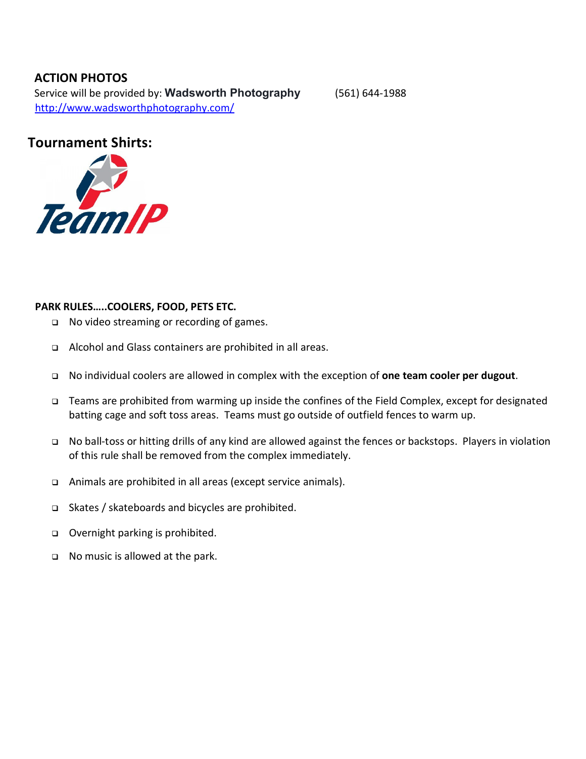## ACTION PHOTOS

Service will be provided by: **Wadsworth Photography** (561) 644-1988
http://www.wadsworthphotography.com/

## Tournament Shirts:

TeamIP

**PARK RULES…..COOLERS, FOOD, PETS ETC.**

- No video streaming or recording of games.
- Alcohol and Glass containers are prohibited in all areas.
- No individual coolers are allowed in complex with the exception of **one team cooler per dugout**.
- Teams are prohibited from warming up inside the confines of the Field Complex, except for designated batting cage and soft toss areas. Teams must go outside of outfield fences to warm up.
- No ball-toss or hitting drills of any kind are allowed against the fences or backstops. Players in violation of this rule shall be removed from the complex immediately.
- Animals are prohibited in all areas (except service animals).
- Skates / skateboards and bicycles are prohibited.
- Overnight parking is prohibited.
- No music is allowed at the park.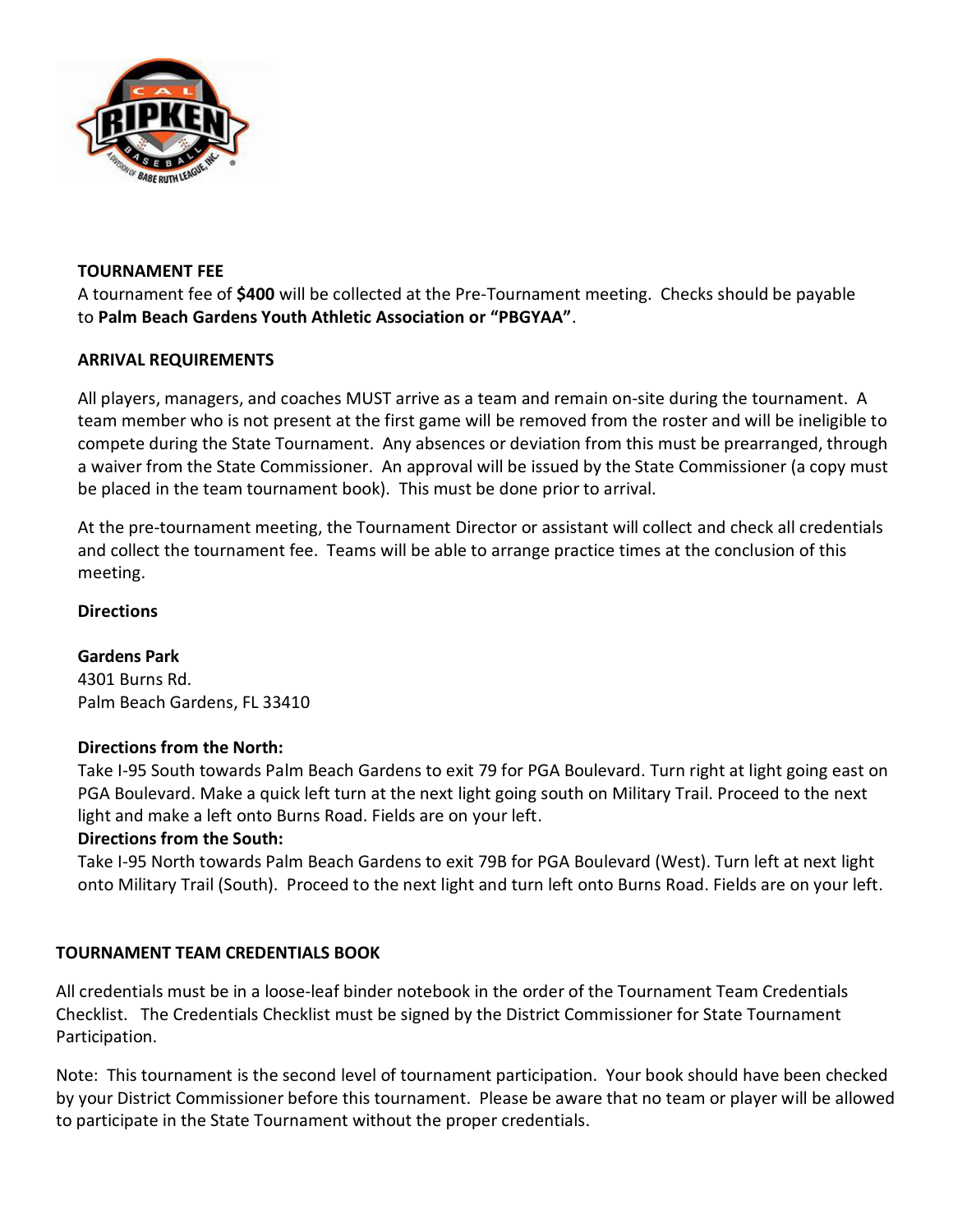**TOURNAMENT FEE**

A tournament fee of **$400** will be collected at the Pre-Tournament meeting. Checks should be payable to **Palm Beach Gardens Youth Athletic Association or "PBGYAA"**.

**ARRIVAL REQUIREMENTS**

All players, managers, and coaches MUST arrive as a team and remain on-site during the tournament. A team member who is not present at the first game will be removed from the roster and will be ineligible to compete during the State Tournament. Any absences or deviation from this must be prearranged, through a waiver from the State Commissioner. An approval will be issued by the State Commissioner (a copy must be placed in the team tournament book). This must be done prior to arrival.

At the pre-tournament meeting, the Tournament Director or assistant will collect and check all credentials and collect the tournament fee. Teams will be able to arrange practice times at the conclusion of this meeting.

**Directions**

**Gardens Park**
4301 Burns Rd.
Palm Beach Gardens, FL 33410

**Directions from the North:**
Take I-95 South towards Palm Beach Gardens to exit 79 for PGA Boulevard. Turn right at light going east on PGA Boulevard. Make a quick left turn at the next light going south on Military Trail. Proceed to the next light and make a left onto Burns Road. Fields are on your left.

**Directions from the South:**
Take I-95 North towards Palm Beach Gardens to exit 79B for PGA Boulevard (West). Turn left at next light onto Military Trail (South). Proceed to the next light and turn left onto Burns Road. Fields are on your left.

**TOURNAMENT TEAM CREDENTIALS BOOK**

All credentials must be in a loose-leaf binder notebook in the order of the Tournament Team Credentials Checklist. The Credentials Checklist must be signed by the District Commissioner for State Tournament Participation.

Note: This tournament is the second level of tournament participation. Your book should have been checked by your District Commissioner before this tournament. Please be aware that no team or player will be allowed to participate in the State Tournament without the proper credentials.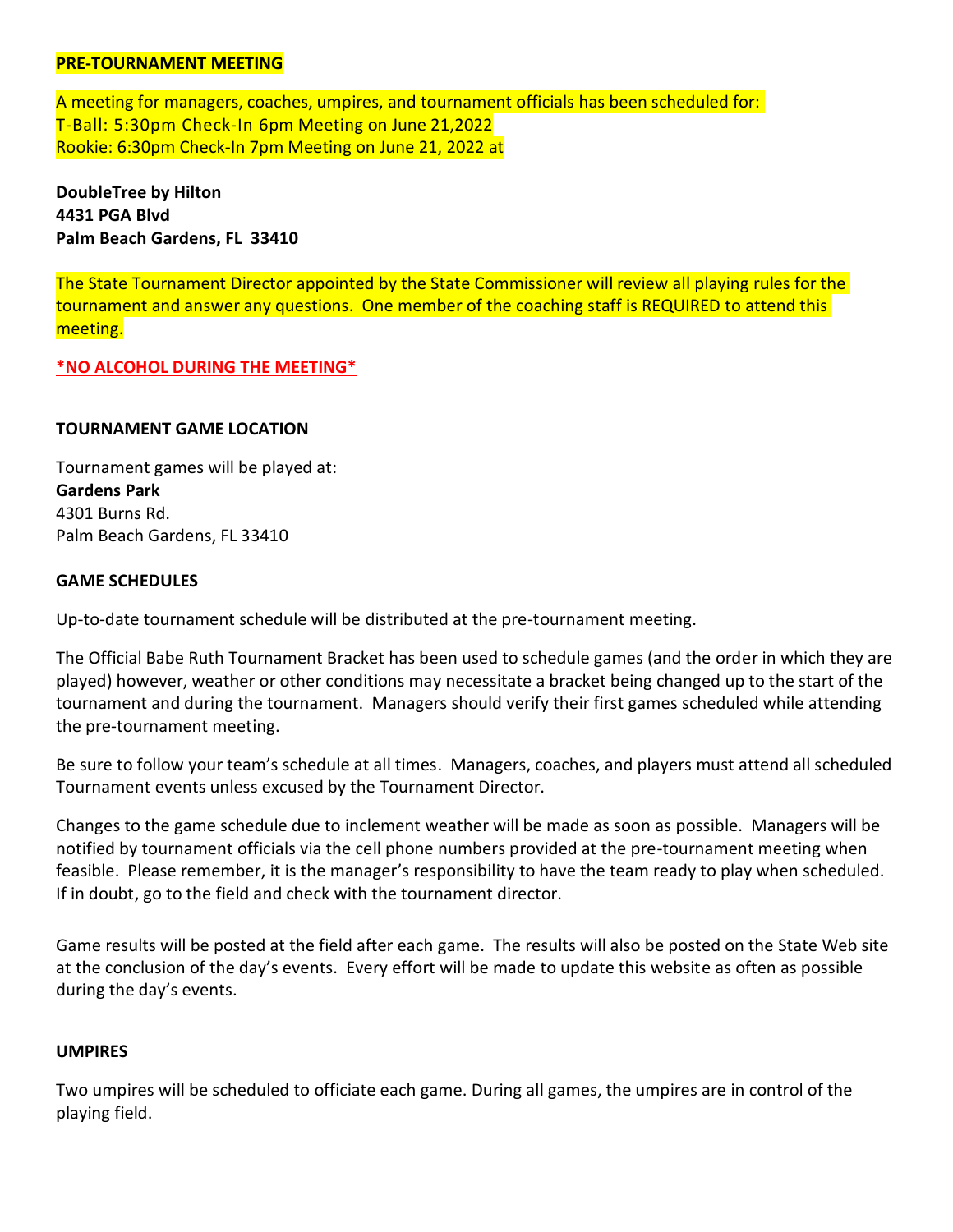**PRE-TOURNAMENT MEETING**

A meeting for managers, coaches, umpires, and tournament officials has been scheduled for:
T-Ball: 5:30pm Check-In 6pm Meeting on June 21,2022
Rookie: 6:30pm Check-In 7pm Meeting on June 21, 2022 at

**DoubleTree by Hilton**
**4431 PGA Blvd**
**Palm Beach Gardens, FL 33410**

The State Tournament Director appointed by the State Commissioner will review all playing rules for the tournament and answer any questions. One member of the coaching staff is REQUIRED to attend this meeting.

***NO ALCOHOL DURING THE MEETING***

**TOURNAMENT GAME LOCATION**

Tournament games will be played at:
**Gardens Park**
4301 Burns Rd.
Palm Beach Gardens, FL 33410

**GAME SCHEDULES**

Up-to-date tournament schedule will be distributed at the pre-tournament meeting.

The Official Babe Ruth Tournament Bracket has been used to schedule games (and the order in which they are played) however, weather or other conditions may necessitate a bracket being changed up to the start of the tournament and during the tournament. Managers should verify their first games scheduled while attending the pre-tournament meeting.

Be sure to follow your team's schedule at all times. Managers, coaches, and players must attend all scheduled Tournament events unless excused by the Tournament Director.

Changes to the game schedule due to inclement weather will be made as soon as possible. Managers will be notified by tournament officials via the cell phone numbers provided at the pre-tournament meeting when feasible. Please remember, it is the manager's responsibility to have the team ready to play when scheduled. If in doubt, go to the field and check with the tournament director.

Game results will be posted at the field after each game. The results will also be posted on the State Web site at the conclusion of the day's events. Every effort will be made to update this website as often as possible during the day's events.

**UMPIRES**

Two umpires will be scheduled to officiate each game. During all games, the umpires are in control of the playing field.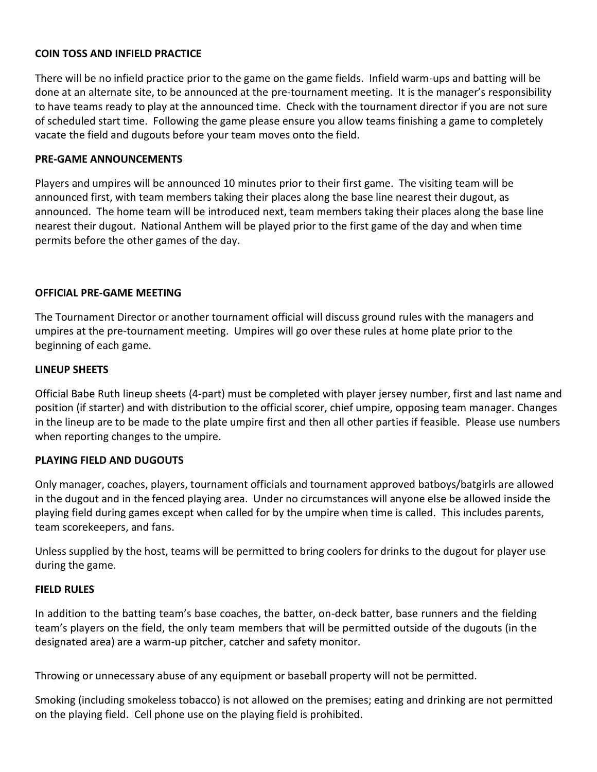**COIN TOSS AND INFIELD PRACTICE**

There will be no infield practice prior to the game on the game fields. Infield warm-ups and batting will be done at an alternate site, to be announced at the pre-tournament meeting. It is the manager's responsibility to have teams ready to play at the announced time. Check with the tournament director if you are not sure of scheduled start time. Following the game please ensure you allow teams finishing a game to completely vacate the field and dugouts before your team moves onto the field.

**PRE-GAME ANNOUNCEMENTS**

Players and umpires will be announced 10 minutes prior to their first game. The visiting team will be announced first, with team members taking their places along the base line nearest their dugout, as announced. The home team will be introduced next, team members taking their places along the base line nearest their dugout. National Anthem will be played prior to the first game of the day and when time permits before the other games of the day.

**OFFICIAL PRE-GAME MEETING**

The Tournament Director or another tournament official will discuss ground rules with the managers and umpires at the pre-tournament meeting. Umpires will go over these rules at home plate prior to the beginning of each game.

**LINEUP SHEETS**

Official Babe Ruth lineup sheets (4-part) must be completed with player jersey number, first and last name and position (if starter) and with distribution to the official scorer, chief umpire, opposing team manager. Changes in the lineup are to be made to the plate umpire first and then all other parties if feasible. Please use numbers when reporting changes to the umpire.

**PLAYING FIELD AND DUGOUTS**

Only manager, coaches, players, tournament officials and tournament approved batboys/batgirls are allowed in the dugout and in the fenced playing area. Under no circumstances will anyone else be allowed inside the playing field during games except when called for by the umpire when time is called. This includes parents, team scorekeepers, and fans.

Unless supplied by the host, teams will be permitted to bring coolers for drinks to the dugout for player use during the game.

**FIELD RULES**

In addition to the batting team's base coaches, the batter, on-deck batter, base runners and the fielding team's players on the field, the only team members that will be permitted outside of the dugouts (in the designated area) are a warm-up pitcher, catcher and safety monitor.

Throwing or unnecessary abuse of any equipment or baseball property will not be permitted.

Smoking (including smokeless tobacco) is not allowed on the premises; eating and drinking are not permitted on the playing field. Cell phone use on the playing field is prohibited.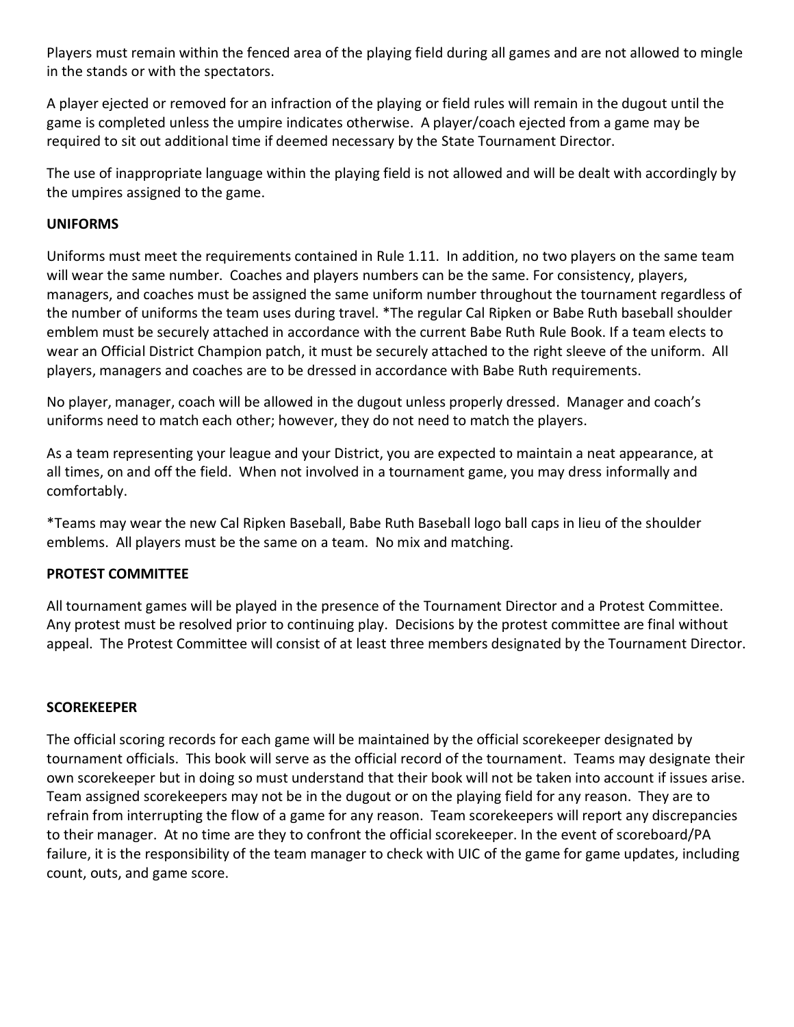Players must remain within the fenced area of the playing field during all games and are not allowed to mingle in the stands or with the spectators.

A player ejected or removed for an infraction of the playing or field rules will remain in the dugout until the game is completed unless the umpire indicates otherwise. A player/coach ejected from a game may be required to sit out additional time if deemed necessary by the State Tournament Director.

The use of inappropriate language within the playing field is not allowed and will be dealt with accordingly by the umpires assigned to the game.

**UNIFORMS**

Uniforms must meet the requirements contained in Rule 1.11. In addition, no two players on the same team will wear the same number. Coaches and players numbers can be the same. For consistency, players, managers, and coaches must be assigned the same uniform number throughout the tournament regardless of the number of uniforms the team uses during travel. *The regular Cal Ripken or Babe Ruth baseball shoulder emblem must be securely attached in accordance with the current Babe Ruth Rule Book. If a team elects to wear an Official District Champion patch, it must be securely attached to the right sleeve of the uniform. All players, managers and coaches are to be dressed in accordance with Babe Ruth requirements.

No player, manager, coach will be allowed in the dugout unless properly dressed. Manager and coach's uniforms need to match each other; however, they do not need to match the players.

As a team representing your league and your District, you are expected to maintain a neat appearance, at all times, on and off the field. When not involved in a tournament game, you may dress informally and comfortably.

*Teams may wear the new Cal Ripken Baseball, Babe Ruth Baseball logo ball caps in lieu of the shoulder emblems. All players must be the same on a team. No mix and matching.

**PROTEST COMMITTEE**

All tournament games will be played in the presence of the Tournament Director and a Protest Committee. Any protest must be resolved prior to continuing play. Decisions by the protest committee are final without appeal. The Protest Committee will consist of at least three members designated by the Tournament Director.

**SCOREKEEPER**

The official scoring records for each game will be maintained by the official scorekeeper designated by tournament officials. This book will serve as the official record of the tournament. Teams may designate their own scorekeeper but in doing so must understand that their book will not be taken into account if issues arise. Team assigned scorekeepers may not be in the dugout or on the playing field for any reason. They are to refrain from interrupting the flow of a game for any reason. Team scorekeepers will report any discrepancies to their manager. At no time are they to confront the official scorekeeper. In the event of scoreboard/PA failure, it is the responsibility of the team manager to check with UIC of the game for game updates, including count, outs, and game score.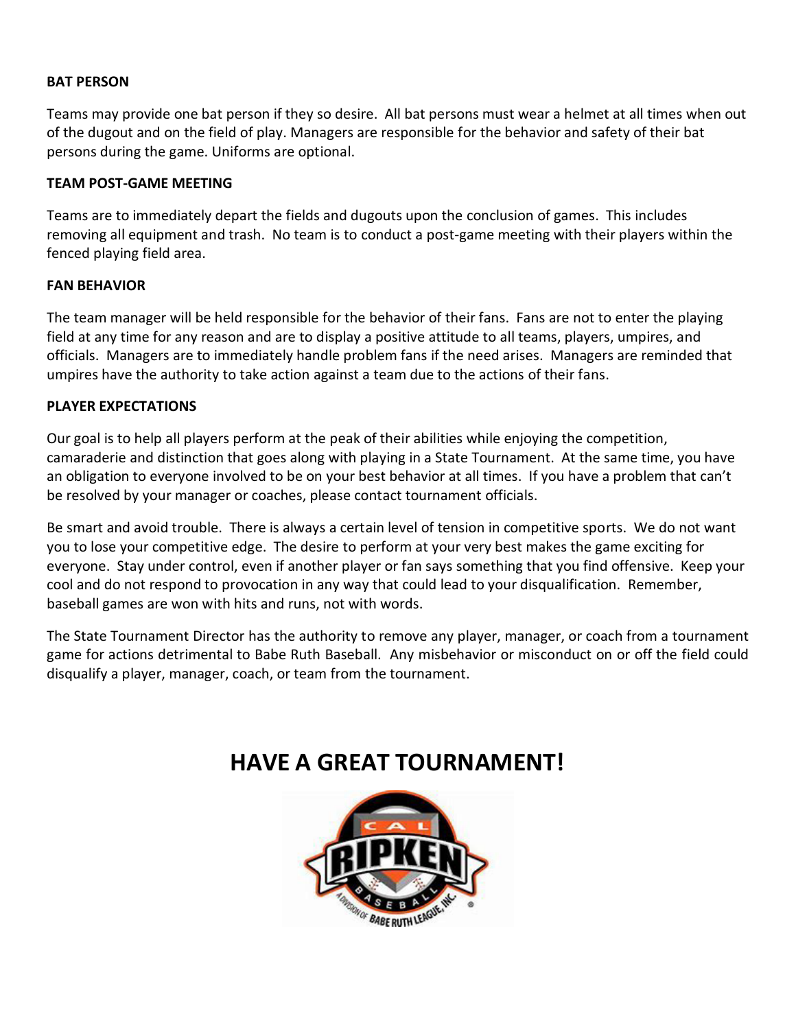**BAT PERSON**

Teams may provide one bat person if they so desire. All bat persons must wear a helmet at all times when out of the dugout and on the field of play. Managers are responsible for the behavior and safety of their bat persons during the game. Uniforms are optional.

**TEAM POST-GAME MEETING**

Teams are to immediately depart the fields and dugouts upon the conclusion of games. This includes removing all equipment and trash. No team is to conduct a post-game meeting with their players within the fenced playing field area.

**FAN BEHAVIOR**

The team manager will be held responsible for the behavior of their fans. Fans are not to enter the playing field at any time for any reason and are to display a positive attitude to all teams, players, umpires, and officials. Managers are to immediately handle problem fans if the need arises. Managers are reminded that umpires have the authority to take action against a team due to the actions of their fans.

**PLAYER EXPECTATIONS**

Our goal is to help all players perform at the peak of their abilities while enjoying the competition, camaraderie and distinction that goes along with playing in a State Tournament. At the same time, you have an obligation to everyone involved to be on your best behavior at all times. If you have a problem that can't be resolved by your manager or coaches, please contact tournament officials.

Be smart and avoid trouble. There is always a certain level of tension in competitive sports. We do not want you to lose your competitive edge. The desire to perform at your very best makes the game exciting for everyone. Stay under control, even if another player or fan says something that you find offensive. Keep your cool and do not respond to provocation in any way that could lead to your disqualification. Remember, baseball games are won with hits and runs, not with words.

The State Tournament Director has the authority to remove any player, manager, or coach from a tournament game for actions detrimental to Babe Ruth Baseball. Any misbehavior or misconduct on or off the field could disqualify a player, manager, coach, or team from the tournament.

# HAVE A GREAT TOURNAMENT!